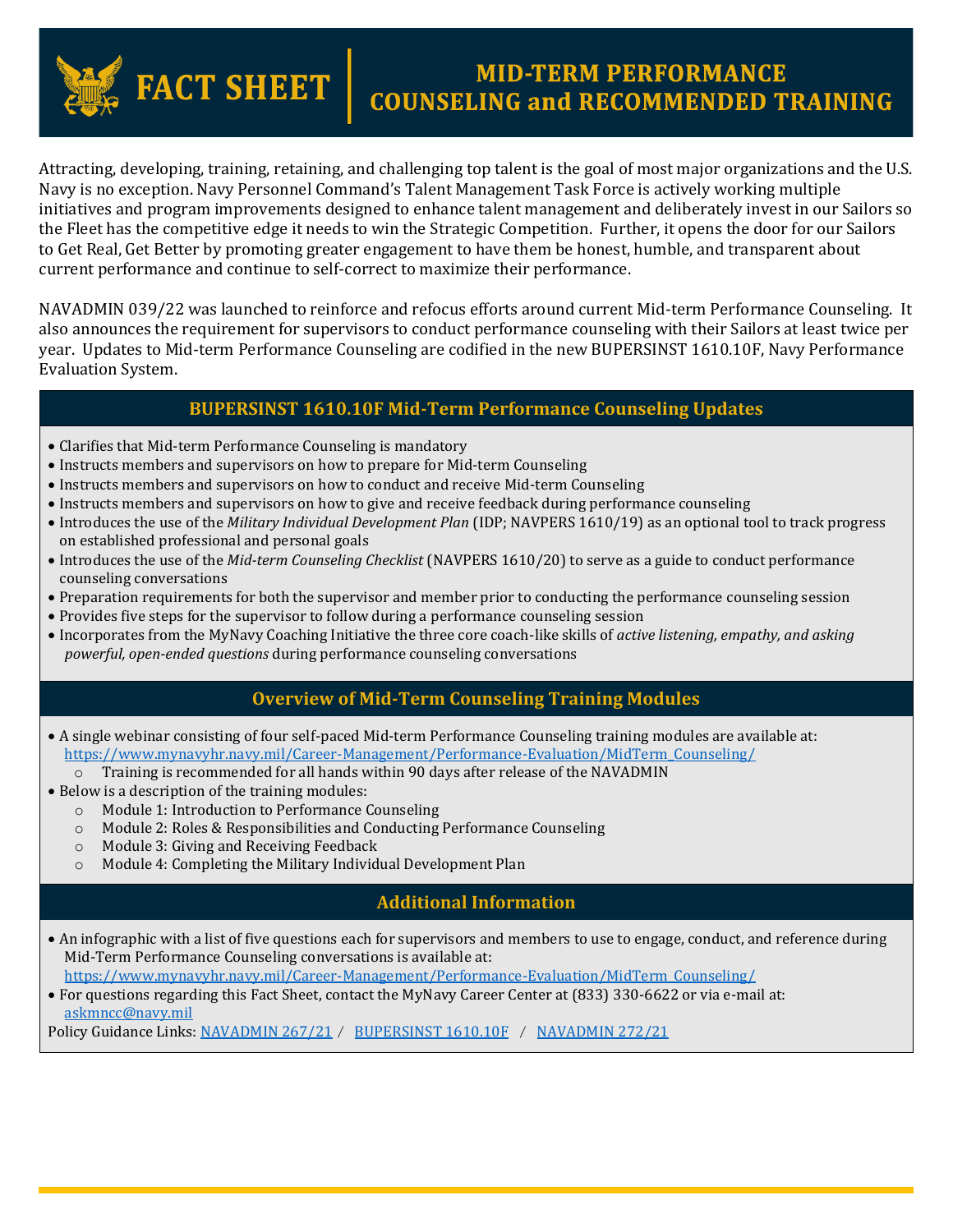# FACT SHEET | MID-TERM PERFORMANCE COUNSELING and RECOMMENDED TRAINING

Attracting, developing, training, retaining, and challenging top talent is the goal of most major organizations and the U.S. Navy is no exception. Navy Personnel Command's Talent Management Task Force is actively working multiple initiatives and program improvements designed to enhance talent management and deliberately invest in our Sailors so the Fleet has the competitive edge it needs to win the Strategic Competition. Further, it opens the door for our Sailors to Get Real, Get Better by promoting greater engagement to have them be honest, humble, and transparent about current performance and continue to self-correct to maximize their performance.

NAVADMIN 039/22 was launched to reinforce and refocus efforts around current Mid-term Performance Counseling. It also announces the requirement for supervisors to conduct performance counseling with their Sailors at least twice per year. Updates to Mid-term Performance Counseling are codified in the new BUPERSINST 1610.10F, Navy Performance Evaluation System.

## BUPERSINST 1610.10F Mid-Term Performance Counseling Updates

- Clarifies that Mid-term Performance Counseling is mandatory
- Instructs members and supervisors on how to prepare for Mid-term Counseling
- Instructs members and supervisors on how to conduct and receive Mid-term Counseling
- Instructs members and supervisors on how to give and receive feedback during performance counseling
- Introduces the use of the *Military Individual Development Plan* (IDP; NAVPERS 1610/19) as an optional tool to track progress on established professional and personal goals
- Introduces the use of the *Mid-term Counseling Checklist* (NAVPERS 1610/20) to serve as a guide to conduct performance counseling conversations
- Preparation requirements for both the supervisor and member prior to conducting the performance counseling session
- Provides five steps for the supervisor to follow during a performance counseling session
- Incorporates from the MyNavy Coaching Initiative the three core coach-like skills of *active listening, empathy, and asking powerful, open-ended questions* during performance counseling conversations

## Overview of Mid-Term Counseling Training Modules

- A single webinar consisting of four self-paced Mid-term Performance Counseling training modules are available at: https://www.mynavyhr.navy.mil/Career-Management/Performance-Evaluation/MidTerm_Counseling/
  - Training is recommended for all hands within 90 days after release of the NAVADMIN
- Below is a description of the training modules:
  - Module 1: Introduction to Performance Counseling
  - Module 2: Roles & Responsibilities and Conducting Performance Counseling
  - Module 3: Giving and Receiving Feedback
  - Module 4: Completing the Military Individual Development Plan

## Additional Information

- An infographic with a list of five questions each for supervisors and members to use to engage, conduct, and reference during Mid-Term Performance Counseling conversations is available at: https://www.mynavyhr.navy.mil/Career-Management/Performance-Evaluation/MidTerm_Counseling/
- For questions regarding this Fact Sheet, contact the MyNavy Career Center at (833) 330-6622 or via e-mail at: askmncc@navy.mil

Policy Guidance Links: NAVADMIN 267/21 / BUPERSINST 1610.10F / NAVADMIN 272/21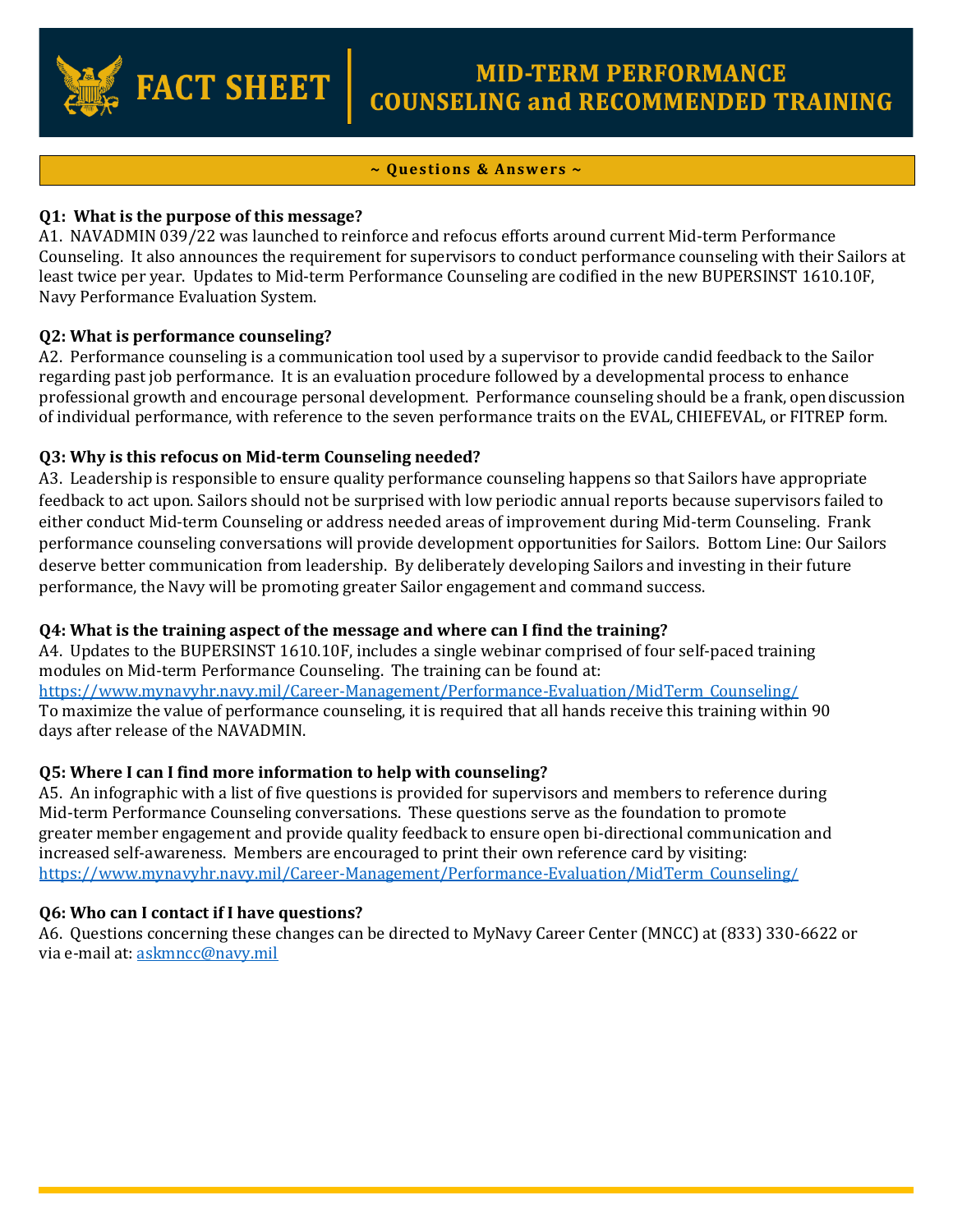# FACT SHEET

## MID-TERM PERFORMANCE COUNSELING and RECOMMENDED TRAINING

**~ Questions & Answers ~**

**Q1: What is the purpose of this message?**
A1. NAVADMIN 039/22 was launched to reinforce and refocus efforts around current Mid-term Performance Counseling. It also announces the requirement for supervisors to conduct performance counseling with their Sailors at least twice per year. Updates to Mid-term Performance Counseling are codified in the new BUPERSINST 1610.10F, Navy Performance Evaluation System.

**Q2: What is performance counseling?**
A2. Performance counseling is a communication tool used by a supervisor to provide candid feedback to the Sailor regarding past job performance. It is an evaluation procedure followed by a developmental process to enhance professional growth and encourage personal development. Performance counseling should be a frank, open discussion of individual performance, with reference to the seven performance traits on the EVAL, CHIEFEVAL, or FITREP form.

**Q3: Why is this refocus on Mid-term Counseling needed?**
A3. Leadership is responsible to ensure quality performance counseling happens so that Sailors have appropriate feedback to act upon. Sailors should not be surprised with low periodic annual reports because supervisors failed to either conduct Mid-term Counseling or address needed areas of improvement during Mid-term Counseling. Frank performance counseling conversations will provide development opportunities for Sailors. Bottom Line: Our Sailors deserve better communication from leadership. By deliberately developing Sailors and investing in their future performance, the Navy will be promoting greater Sailor engagement and command success.

**Q4: What is the training aspect of the message and where can I find the training?**
A4. Updates to the BUPERSINST 1610.10F, includes a single webinar comprised of four self-paced training modules on Mid-term Performance Counseling. The training can be found at:
https://www.mynavyhr.navy.mil/Career-Management/Performance-Evaluation/MidTerm_Counseling/
To maximize the value of performance counseling, it is required that all hands receive this training within 90 days after release of the NAVADMIN.

**Q5: Where I can I find more information to help with counseling?**
A5. An infographic with a list of five questions is provided for supervisors and members to reference during Mid-term Performance Counseling conversations. These questions serve as the foundation to promote greater member engagement and provide quality feedback to ensure open bi-directional communication and increased self-awareness. Members are encouraged to print their own reference card by visiting:
https://www.mynavyhr.navy.mil/Career-Management/Performance-Evaluation/MidTerm_Counseling/

**Q6: Who can I contact if I have questions?**
A6. Questions concerning these changes can be directed to MyNavy Career Center (MNCC) at (833) 330-6622 or via e-mail at: askmncc@navy.mil